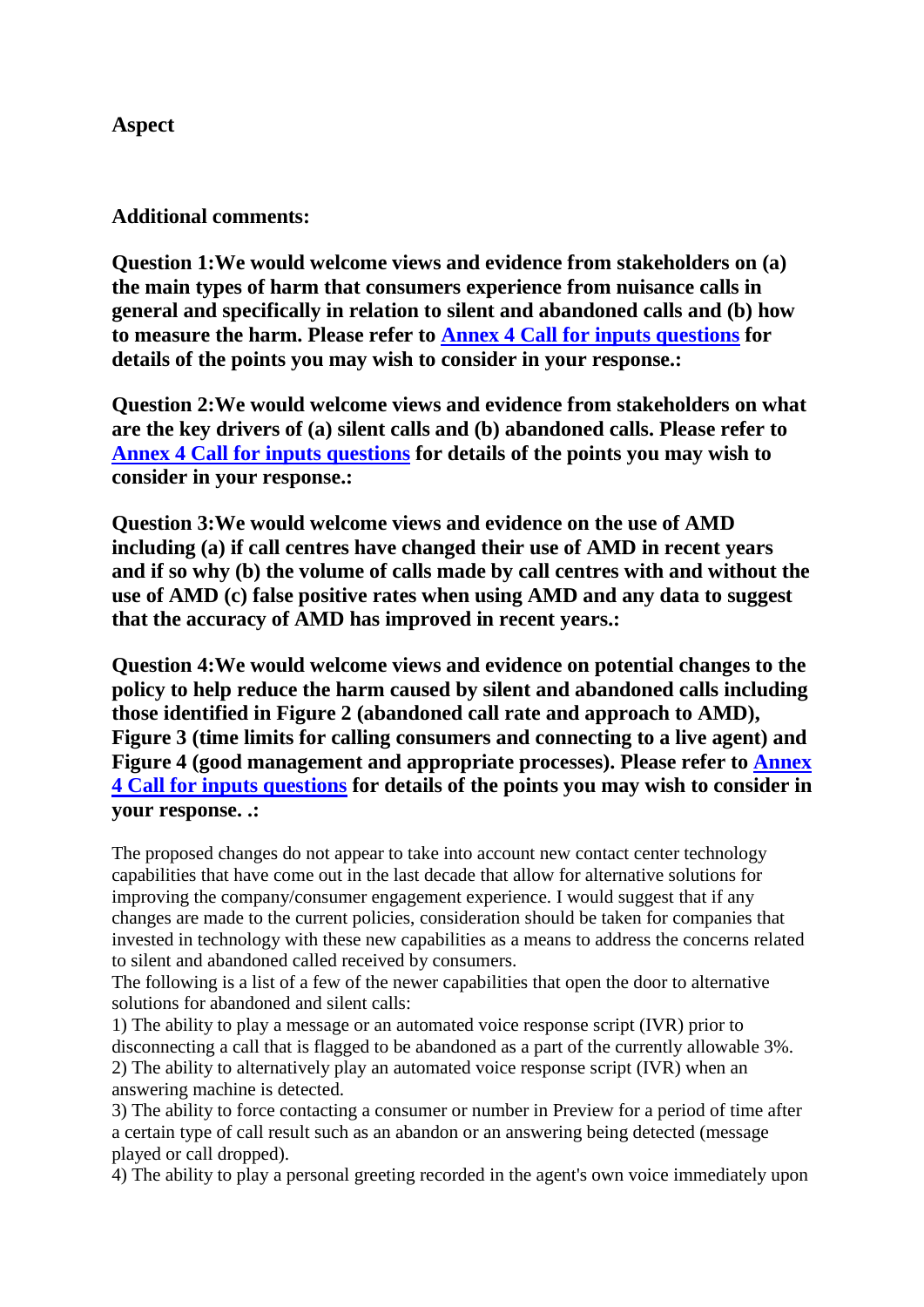**Aspect**

**Additional comments:**

**Question 1:We would welcome views and evidence from stakeholders on (a) the main types of harm that consumers experience from nuisance calls in general and specifically in relation to silent and abandoned calls and (b) how to measure the harm. Please refer to [Annex 4 Call for inputs questions] for details of the points you may wish to consider in your response.:**

**Question 2:We would welcome views and evidence from stakeholders on what are the key drivers of (a) silent calls and (b) abandoned calls. Please refer to [Annex 4 Call for inputs questions] for details of the points you may wish to consider in your response.:**

**Question 3:We would welcome views and evidence on the use of AMD including (a) if call centres have changed their use of AMD in recent years and if so why (b) the volume of calls made by call centres with and without the use of AMD (c) false positive rates when using AMD and any data to suggest that the accuracy of AMD has improved in recent years.:**

**Question 4:We would welcome views and evidence on potential changes to the policy to help reduce the harm caused by silent and abandoned calls including those identified in Figure 2 (abandoned call rate and approach to AMD), Figure 3 (time limits for calling consumers and connecting to a live agent) and Figure 4 (good management and appropriate processes). Please refer to [Annex 4 Call for inputs questions] for details of the points you may wish to consider in your response. .:**

The proposed changes do not appear to take into account new contact center technology capabilities that have come out in the last decade that allow for alternative solutions for improving the company/consumer engagement experience. I would suggest that if any changes are made to the current policies, consideration should be taken for companies that invested in technology with these new capabilities as a means to address the concerns related to silent and abandoned called received by consumers.
The following is a list of a few of the newer capabilities that open the door to alternative solutions for abandoned and silent calls:
1) The ability to play a message or an automated voice response script (IVR) prior to disconnecting a call that is flagged to be abandoned as a part of the currently allowable 3%.
2) The ability to alternatively play an automated voice response script (IVR) when an answering machine is detected.
3) The ability to force contacting a consumer or number in Preview for a period of time after a certain type of call result such as an abandon or an answering being detected (message played or call dropped).
4) The ability to play a personal greeting recorded in the agent's own voice immediately upon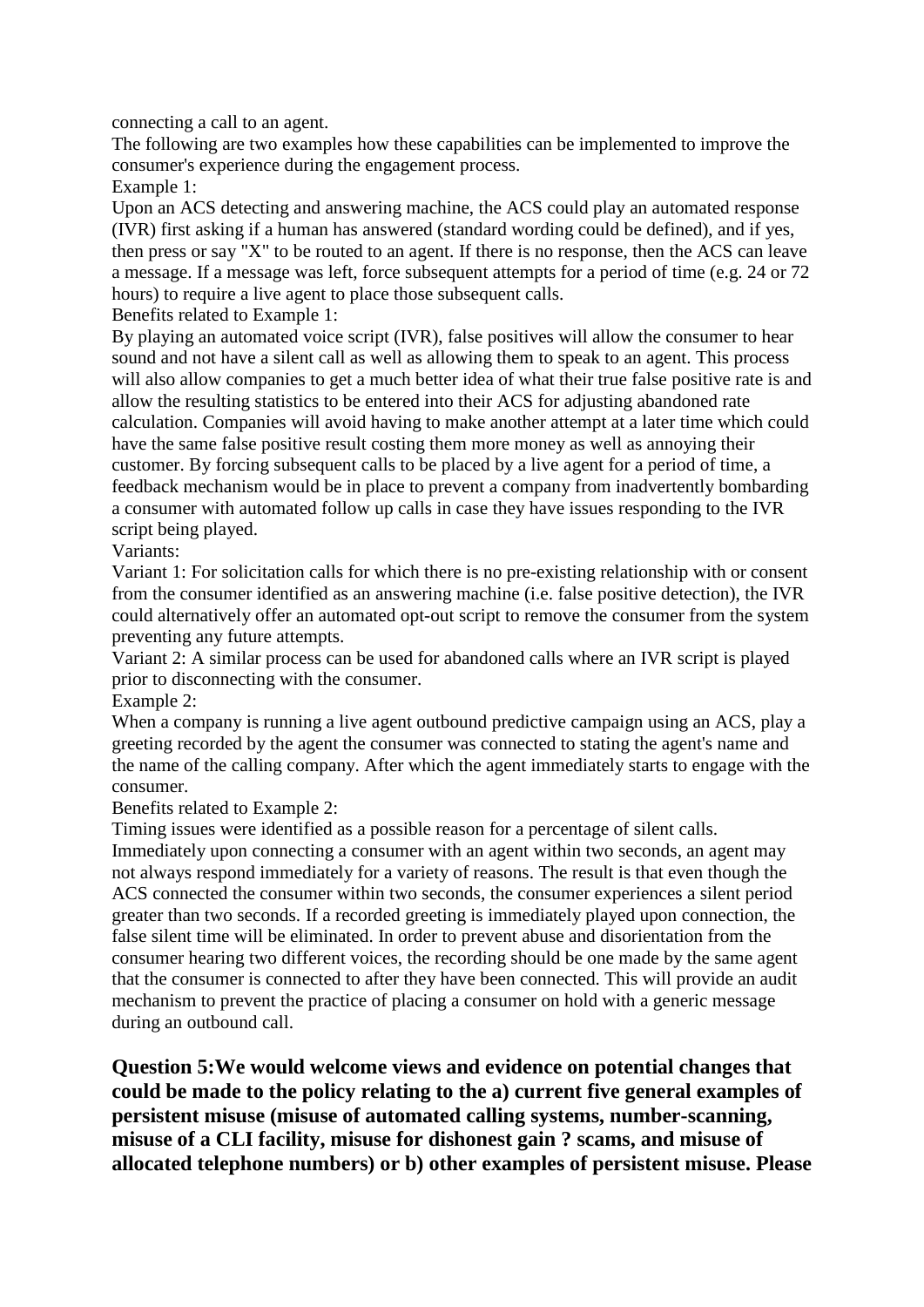connecting a call to an agent.

The following are two examples how these capabilities can be implemented to improve the consumer's experience during the engagement process.

Example 1:

Upon an ACS detecting and answering machine, the ACS could play an automated response (IVR) first asking if a human has answered (standard wording could be defined), and if yes, then press or say "X" to be routed to an agent. If there is no response, then the ACS can leave a message. If a message was left, force subsequent attempts for a period of time (e.g. 24 or 72 hours) to require a live agent to place those subsequent calls.

Benefits related to Example 1:

By playing an automated voice script (IVR), false positives will allow the consumer to hear sound and not have a silent call as well as allowing them to speak to an agent. This process will also allow companies to get a much better idea of what their true false positive rate is and allow the resulting statistics to be entered into their ACS for adjusting abandoned rate calculation. Companies will avoid having to make another attempt at a later time which could have the same false positive result costing them more money as well as annoying their customer. By forcing subsequent calls to be placed by a live agent for a period of time, a feedback mechanism would be in place to prevent a company from inadvertently bombarding a consumer with automated follow up calls in case they have issues responding to the IVR script being played.

Variants:

Variant 1: For solicitation calls for which there is no pre-existing relationship with or consent from the consumer identified as an answering machine (i.e. false positive detection), the IVR could alternatively offer an automated opt-out script to remove the consumer from the system preventing any future attempts.

Variant 2: A similar process can be used for abandoned calls where an IVR script is played prior to disconnecting with the consumer.

Example 2:

When a company is running a live agent outbound predictive campaign using an ACS, play a greeting recorded by the agent the consumer was connected to stating the agent's name and the name of the calling company. After which the agent immediately starts to engage with the consumer.

Benefits related to Example 2:

Timing issues were identified as a possible reason for a percentage of silent calls. Immediately upon connecting a consumer with an agent within two seconds, an agent may not always respond immediately for a variety of reasons. The result is that even though the ACS connected the consumer within two seconds, the consumer experiences a silent period greater than two seconds. If a recorded greeting is immediately played upon connection, the false silent time will be eliminated. In order to prevent abuse and disorientation from the consumer hearing two different voices, the recording should be one made by the same agent that the consumer is connected to after they have been connected. This will provide an audit mechanism to prevent the practice of placing a consumer on hold with a generic message during an outbound call.

**Question 5:We would welcome views and evidence on potential changes that could be made to the policy relating to the a) current five general examples of persistent misuse (misuse of automated calling systems, number-scanning, misuse of a CLI facility, misuse for dishonest gain ? scams, and misuse of allocated telephone numbers) or b) other examples of persistent misuse. Please**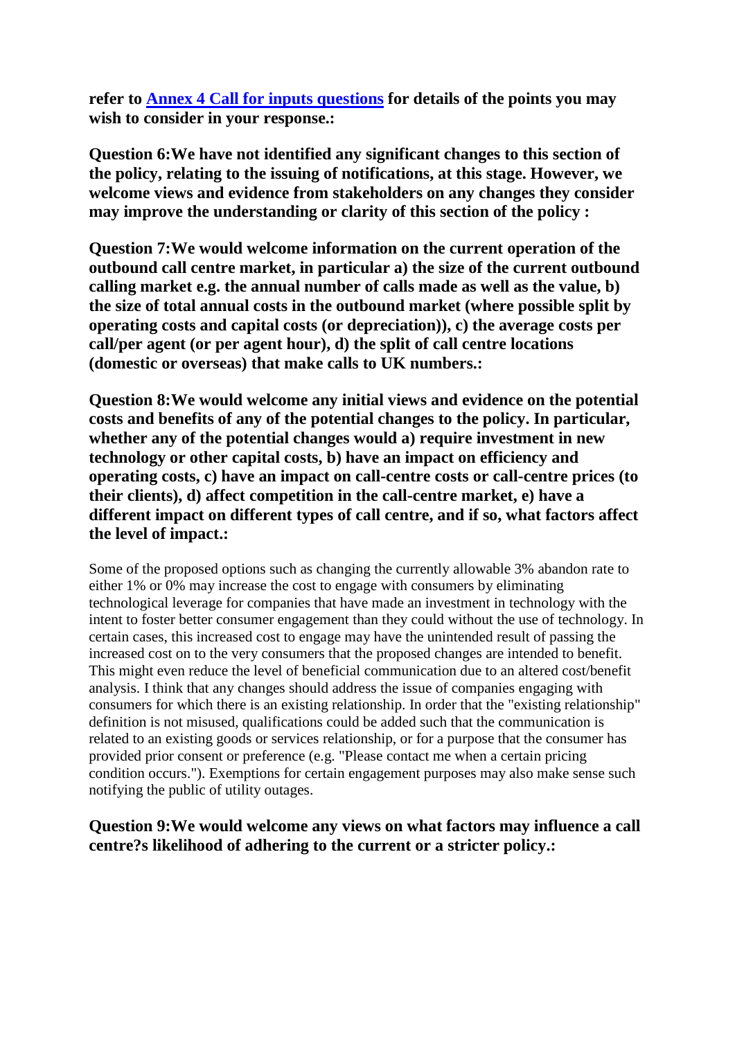**refer to [Annex 4 Call for inputs questions](#) for details of the points you may wish to consider in your response.:**

**Question 6:We have not identified any significant changes to this section of the policy, relating to the issuing of notifications, at this stage. However, we welcome views and evidence from stakeholders on any changes they consider may improve the understanding or clarity of this section of the policy :**

**Question 7:We would welcome information on the current operation of the outbound call centre market, in particular a) the size of the current outbound calling market e.g. the annual number of calls made as well as the value, b) the size of total annual costs in the outbound market (where possible split by operating costs and capital costs (or depreciation)), c) the average costs per call/per agent (or per agent hour), d) the split of call centre locations (domestic or overseas) that make calls to UK numbers.:**

**Question 8:We would welcome any initial views and evidence on the potential costs and benefits of any of the potential changes to the policy. In particular, whether any of the potential changes would a) require investment in new technology or other capital costs, b) have an impact on efficiency and operating costs, c) have an impact on call-centre costs or call-centre prices (to their clients), d) affect competition in the call-centre market, e) have a different impact on different types of call centre, and if so, what factors affect the level of impact.:**

Some of the proposed options such as changing the currently allowable 3% abandon rate to either 1% or 0% may increase the cost to engage with consumers by eliminating technological leverage for companies that have made an investment in technology with the intent to foster better consumer engagement than they could without the use of technology. In certain cases, this increased cost to engage may have the unintended result of passing the increased cost on to the very consumers that the proposed changes are intended to benefit. This might even reduce the level of beneficial communication due to an altered cost/benefit analysis. I think that any changes should address the issue of companies engaging with consumers for which there is an existing relationship. In order that the "existing relationship" definition is not misused, qualifications could be added such that the communication is related to an existing goods or services relationship, or for a purpose that the consumer has provided prior consent or preference (e.g. "Please contact me when a certain pricing condition occurs."). Exemptions for certain engagement purposes may also make sense such notifying the public of utility outages.

**Question 9:We would welcome any views on what factors may influence a call centre?s likelihood of adhering to the current or a stricter policy.:**